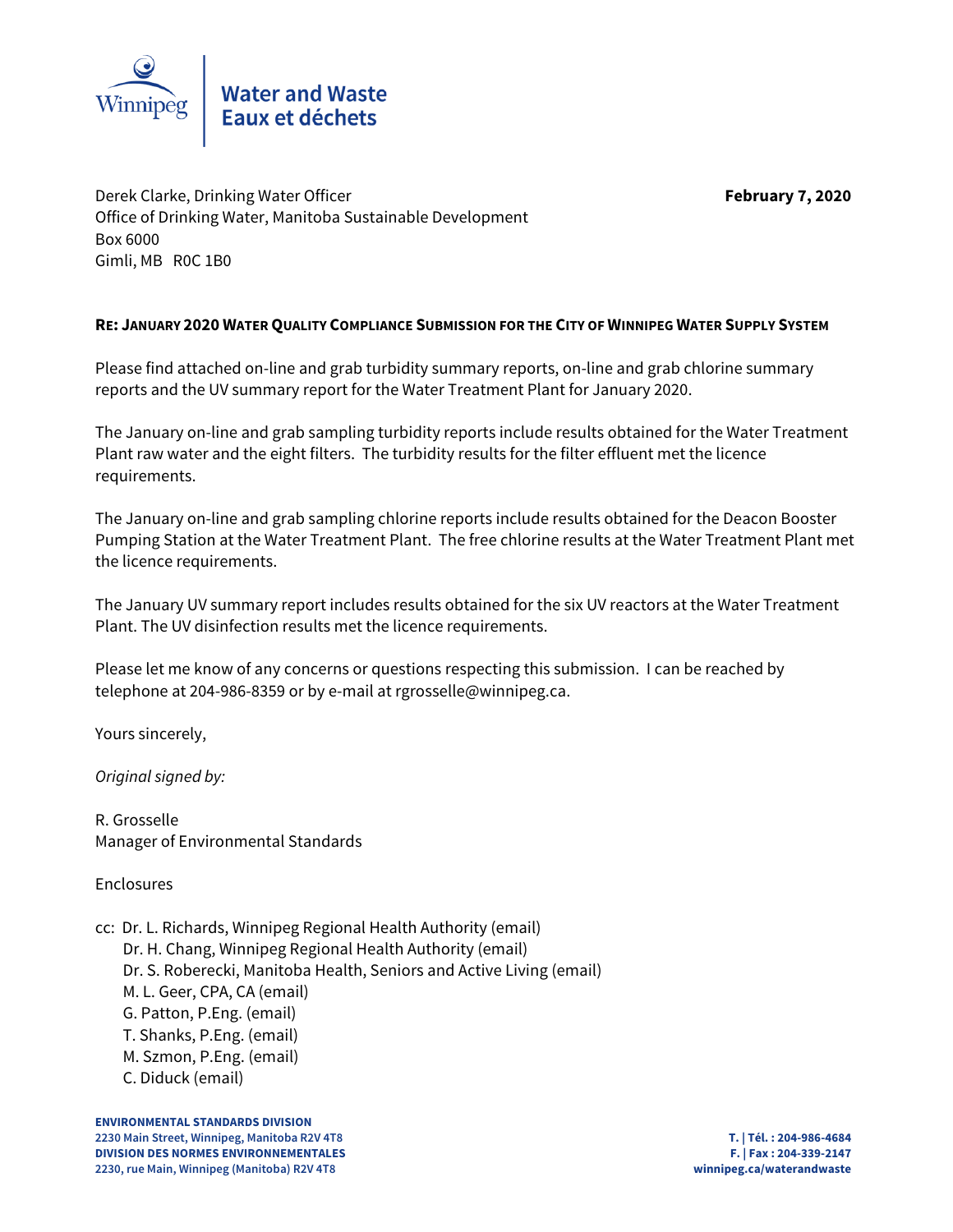Winnipeg

**Water and Waste**
**Eaux et déchets**

Derek Clarke, Drinking Water Officer
Office of Drinking Water, Manitoba Sustainable Development
Box 6000
Gimli, MB R0C 1B0

**February 7, 2020**

**RE: JANUARY 2020 WATER QUALITY COMPLIANCE SUBMISSION FOR THE CITY OF WINNIPEG WATER SUPPLY SYSTEM**

Please find attached on-line and grab turbidity summary reports, on-line and grab chlorine summary reports and the UV summary report for the Water Treatment Plant for January 2020.

The January on-line and grab sampling turbidity reports include results obtained for the Water Treatment Plant raw water and the eight filters. The turbidity results for the filter effluent met the licence requirements.

The January on-line and grab sampling chlorine reports include results obtained for the Deacon Booster Pumping Station at the Water Treatment Plant. The free chlorine results at the Water Treatment Plant met the licence requirements.

The January UV summary report includes results obtained for the six UV reactors at the Water Treatment Plant. The UV disinfection results met the licence requirements.

Please let me know of any concerns or questions respecting this submission. I can be reached by telephone at 204-986-8359 or by e-mail at rgrosselle@winnipeg.ca.

Yours sincerely,

*Original signed by:*

R. Grosselle
Manager of Environmental Standards

Enclosures

cc: Dr. L. Richards, Winnipeg Regional Health Authority (email)
Dr. H. Chang, Winnipeg Regional Health Authority (email)
Dr. S. Roberecki, Manitoba Health, Seniors and Active Living (email)
M. L. Geer, CPA, CA (email)
G. Patton, P.Eng. (email)
T. Shanks, P.Eng. (email)
M. Szmon, P.Eng. (email)
C. Diduck (email)

**ENVIRONMENTAL STANDARDS DIVISION**
**2230 Main Street, Winnipeg, Manitoba R2V 4T8**
**DIVISION DES NORMES ENVIRONNEMENTALES**
**2230, rue Main, Winnipeg (Manitoba) R2V 4T8**

**T. | Tél. : 204-986-4684**
**F. | Fax : 204-339-2147**
**winnipeg.ca/waterandwaste**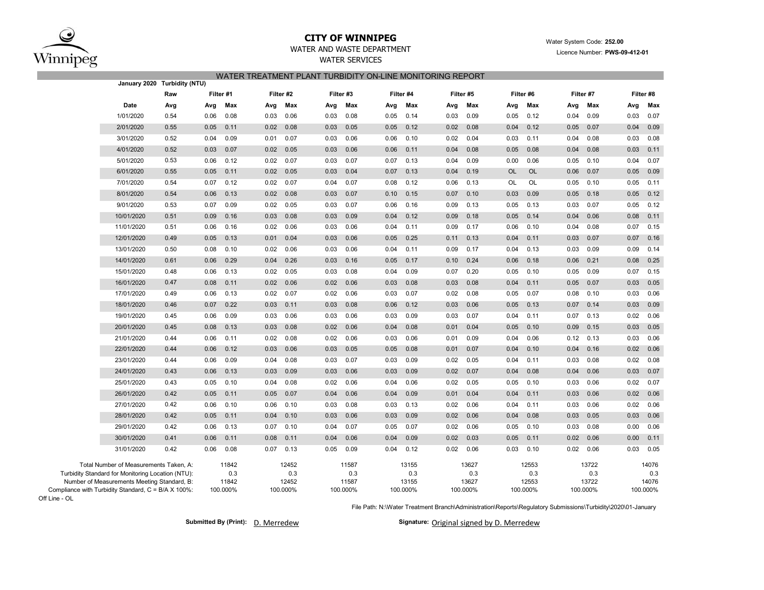# CITY OF WINNIPEG

WATER AND WASTE DEPARTMENT

WATER SERVICES

Water System Code: **252.00**

Licence Number: **PWS-09-412-01**

## WATER TREATMENT PLANT TURBIDITY ON-LINE MONITORING REPORT

**January 2020 Turbidity (NTU)**

| | Raw | Filter #1 | | Filter #2 | | Filter #3 | | Filter #4 | | Filter #5 | | Filter #6 | | Filter #7 | | Filter #8 | |
|---|---|---|---|---|---|---|---|---|---|---|---|---|---|---|---|---|---|
| **Date** | **Avg** | **Avg** | **Max** | **Avg** | **Max** | **Avg** | **Max** | **Avg** | **Max** | **Avg** | **Max** | **Avg** | **Max** | **Avg** | **Max** | **Avg** | **Max** |
| 1/01/2020 | 0.54 | 0.06 | 0.08 | 0.03 | 0.06 | 0.03 | 0.08 | 0.05 | 0.14 | 0.03 | 0.09 | 0.05 | 0.12 | 0.04 | 0.09 | 0.03 | 0.07 |
| 2/01/2020 | 0.55 | 0.05 | 0.11 | 0.02 | 0.08 | 0.03 | 0.05 | 0.05 | 0.12 | 0.02 | 0.08 | 0.04 | 0.12 | 0.05 | 0.07 | 0.04 | 0.09 |
| 3/01/2020 | 0.52 | 0.04 | 0.09 | 0.01 | 0.07 | 0.03 | 0.06 | 0.06 | 0.10 | 0.02 | 0.04 | 0.03 | 0.11 | 0.04 | 0.08 | 0.03 | 0.08 |
| 4/01/2020 | 0.52 | 0.03 | 0.07 | 0.02 | 0.05 | 0.03 | 0.06 | 0.06 | 0.11 | 0.04 | 0.08 | 0.05 | 0.08 | 0.04 | 0.08 | 0.03 | 0.11 |
| 5/01/2020 | 0.53 | 0.06 | 0.12 | 0.02 | 0.07 | 0.03 | 0.07 | 0.07 | 0.13 | 0.04 | 0.09 | 0.00 | 0.06 | 0.05 | 0.10 | 0.04 | 0.07 |
| 6/01/2020 | 0.55 | 0.05 | 0.11 | 0.02 | 0.05 | 0.03 | 0.04 | 0.07 | 0.13 | 0.04 | 0.19 | OL | OL | 0.06 | 0.07 | 0.05 | 0.09 |
| 7/01/2020 | 0.54 | 0.07 | 0.12 | 0.02 | 0.07 | 0.04 | 0.07 | 0.08 | 0.12 | 0.06 | 0.13 | OL | OL | 0.05 | 0.10 | 0.05 | 0.11 |
| 8/01/2020 | 0.54 | 0.06 | 0.13 | 0.02 | 0.08 | 0.03 | 0.07 | 0.10 | 0.15 | 0.07 | 0.10 | 0.03 | 0.09 | 0.05 | 0.18 | 0.05 | 0.12 |
| 9/01/2020 | 0.53 | 0.07 | 0.09 | 0.02 | 0.05 | 0.03 | 0.07 | 0.06 | 0.16 | 0.09 | 0.13 | 0.05 | 0.13 | 0.03 | 0.07 | 0.05 | 0.12 |
| 10/01/2020 | 0.51 | 0.09 | 0.16 | 0.03 | 0.08 | 0.03 | 0.09 | 0.04 | 0.12 | 0.09 | 0.18 | 0.05 | 0.14 | 0.04 | 0.06 | 0.08 | 0.11 |
| 11/01/2020 | 0.51 | 0.06 | 0.16 | 0.02 | 0.06 | 0.03 | 0.06 | 0.04 | 0.11 | 0.09 | 0.17 | 0.06 | 0.10 | 0.04 | 0.08 | 0.07 | 0.15 |
| 12/01/2020 | 0.49 | 0.05 | 0.13 | 0.01 | 0.04 | 0.03 | 0.06 | 0.05 | 0.25 | 0.11 | 0.13 | 0.04 | 0.11 | 0.03 | 0.07 | 0.07 | 0.16 |
| 13/01/2020 | 0.50 | 0.08 | 0.10 | 0.02 | 0.06 | 0.03 | 0.06 | 0.04 | 0.11 | 0.09 | 0.17 | 0.04 | 0.13 | 0.03 | 0.09 | 0.09 | 0.14 |
| 14/01/2020 | 0.61 | 0.06 | 0.29 | 0.04 | 0.26 | 0.03 | 0.16 | 0.05 | 0.17 | 0.10 | 0.24 | 0.06 | 0.18 | 0.06 | 0.21 | 0.08 | 0.25 |
| 15/01/2020 | 0.48 | 0.06 | 0.13 | 0.02 | 0.05 | 0.03 | 0.08 | 0.04 | 0.09 | 0.07 | 0.20 | 0.05 | 0.10 | 0.05 | 0.09 | 0.07 | 0.15 |
| 16/01/2020 | 0.47 | 0.08 | 0.11 | 0.02 | 0.06 | 0.02 | 0.06 | 0.03 | 0.08 | 0.03 | 0.08 | 0.04 | 0.11 | 0.05 | 0.07 | 0.03 | 0.05 |
| 17/01/2020 | 0.49 | 0.06 | 0.13 | 0.02 | 0.07 | 0.02 | 0.06 | 0.03 | 0.07 | 0.02 | 0.08 | 0.05 | 0.07 | 0.08 | 0.10 | 0.03 | 0.06 |
| 18/01/2020 | 0.46 | 0.07 | 0.22 | 0.03 | 0.11 | 0.03 | 0.08 | 0.06 | 0.12 | 0.03 | 0.06 | 0.05 | 0.13 | 0.07 | 0.14 | 0.03 | 0.09 |
| 19/01/2020 | 0.45 | 0.06 | 0.09 | 0.03 | 0.06 | 0.03 | 0.06 | 0.03 | 0.09 | 0.03 | 0.07 | 0.04 | 0.11 | 0.07 | 0.13 | 0.02 | 0.06 |
| 20/01/2020 | 0.45 | 0.08 | 0.13 | 0.03 | 0.08 | 0.02 | 0.06 | 0.04 | 0.08 | 0.01 | 0.04 | 0.05 | 0.10 | 0.09 | 0.15 | 0.03 | 0.05 |
| 21/01/2020 | 0.44 | 0.06 | 0.11 | 0.02 | 0.08 | 0.02 | 0.06 | 0.03 | 0.06 | 0.01 | 0.09 | 0.04 | 0.06 | 0.12 | 0.13 | 0.03 | 0.06 |
| 22/01/2020 | 0.44 | 0.06 | 0.12 | 0.03 | 0.06 | 0.03 | 0.05 | 0.05 | 0.08 | 0.01 | 0.07 | 0.04 | 0.10 | 0.04 | 0.16 | 0.02 | 0.06 |
| 23/01/2020 | 0.44 | 0.06 | 0.09 | 0.04 | 0.08 | 0.03 | 0.07 | 0.03 | 0.09 | 0.02 | 0.05 | 0.04 | 0.11 | 0.03 | 0.08 | 0.02 | 0.08 |
| 24/01/2020 | 0.43 | 0.06 | 0.13 | 0.03 | 0.09 | 0.03 | 0.06 | 0.03 | 0.09 | 0.02 | 0.07 | 0.04 | 0.08 | 0.04 | 0.06 | 0.03 | 0.07 |
| 25/01/2020 | 0.43 | 0.05 | 0.10 | 0.04 | 0.08 | 0.02 | 0.06 | 0.04 | 0.06 | 0.02 | 0.05 | 0.05 | 0.10 | 0.03 | 0.06 | 0.02 | 0.07 |
| 26/01/2020 | 0.42 | 0.05 | 0.11 | 0.05 | 0.07 | 0.04 | 0.06 | 0.04 | 0.09 | 0.01 | 0.04 | 0.04 | 0.11 | 0.03 | 0.06 | 0.02 | 0.06 |
| 27/01/2020 | 0.42 | 0.06 | 0.10 | 0.06 | 0.10 | 0.03 | 0.08 | 0.03 | 0.13 | 0.02 | 0.06 | 0.04 | 0.11 | 0.03 | 0.06 | 0.02 | 0.06 |
| 28/01/2020 | 0.42 | 0.05 | 0.11 | 0.04 | 0.10 | 0.03 | 0.06 | 0.03 | 0.09 | 0.02 | 0.06 | 0.04 | 0.08 | 0.03 | 0.05 | 0.03 | 0.06 |
| 29/01/2020 | 0.42 | 0.06 | 0.13 | 0.07 | 0.10 | 0.04 | 0.07 | 0.05 | 0.07 | 0.02 | 0.06 | 0.05 | 0.10 | 0.03 | 0.08 | 0.00 | 0.06 |
| 30/01/2020 | 0.41 | 0.06 | 0.11 | 0.08 | 0.11 | 0.04 | 0.06 | 0.04 | 0.09 | 0.02 | 0.03 | 0.05 | 0.11 | 0.02 | 0.06 | 0.00 | 0.11 |
| 31/01/2020 | 0.42 | 0.06 | 0.08 | 0.07 | 0.13 | 0.05 | 0.09 | 0.04 | 0.12 | 0.02 | 0.06 | 0.03 | 0.10 | 0.02 | 0.06 | 0.03 | 0.05 |

| | Filter #1 | Filter #2 | Filter #3 | Filter #4 | Filter #5 | Filter #6 | Filter #7 | Filter #8 |
|---|---|---|---|---|---|---|---|---|
| Total Number of Measurements Taken, A: | 11842 | 12452 | 11587 | 13155 | 13627 | 12553 | 13722 | 14076 |
| Turbidity Standard for Monitoring Location (NTU): | 0.3 | 0.3 | 0.3 | 0.3 | 0.3 | 0.3 | 0.3 | 0.3 |
| Number of Measurements Meeting Standard, B: | 11842 | 12452 | 11587 | 13155 | 13627 | 12553 | 13722 | 14076 |
| Compliance with Turbidity Standard, C = B/A X 100%: | 100.000% | 100.000% | 100.000% | 100.000% | 100.000% | 100.000% | 100.000% | 100.000% |

Off Line - OL

File Path: N:\Water Treatment Branch\Administration\Reports\Regulatory Submissions\Turbidity\2020\01-January

**Submitted By (Print):** D. Merredew

**Signature:** Original signed by D. Merredew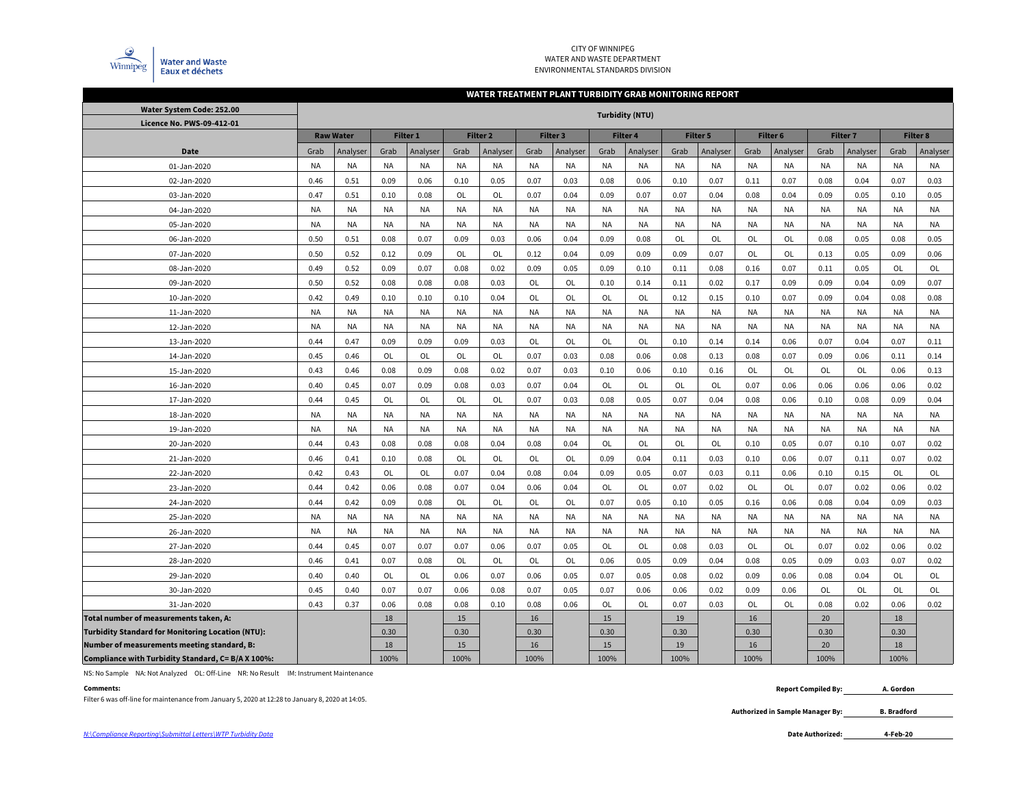CITY OF WINNIPEG
WATER AND WASTE DEPARTMENT
ENVIRONMENTAL STANDARDS DIVISION

## WATER TREATMENT PLANT TURBIDITY GRAB MONITORING REPORT

**Water System Code: 252.00**
**Licence No. PWS-09-412-01**

| | Turbidity (NTU) | | | | | | | | | | | | | | | | | |
|---|---|---|---|---|---|---|---|---|---|---|---|---|---|---|---|---|---|---|
| | Raw Water | | Filter 1 | | Filter 2 | | Filter 3 | | Filter 4 | | Filter 5 | | Filter 6 | | Filter 7 | | Filter 8 | |
| **Date** | Grab | Analyser | Grab | Analyser | Grab | Analyser | Grab | Analyser | Grab | Analyser | Grab | Analyser | Grab | Analyser | Grab | Analyser | Grab | Analyser |
| 01-Jan-2020 | NA | NA | NA | NA | NA | NA | NA | NA | NA | NA | NA | NA | NA | NA | NA | NA | NA | NA |
| 02-Jan-2020 | 0.46 | 0.51 | 0.09 | 0.06 | 0.10 | 0.05 | 0.07 | 0.03 | 0.08 | 0.06 | 0.10 | 0.07 | 0.11 | 0.07 | 0.08 | 0.04 | 0.07 | 0.03 |
| 03-Jan-2020 | 0.47 | 0.51 | 0.10 | 0.08 | OL | OL | 0.07 | 0.04 | 0.09 | 0.07 | 0.07 | 0.04 | 0.08 | 0.04 | 0.09 | 0.05 | 0.10 | 0.05 |
| 04-Jan-2020 | NA | NA | NA | NA | NA | NA | NA | NA | NA | NA | NA | NA | NA | NA | NA | NA | NA | NA |
| 05-Jan-2020 | NA | NA | NA | NA | NA | NA | NA | NA | NA | NA | NA | NA | NA | NA | NA | NA | NA | NA |
| 06-Jan-2020 | 0.50 | 0.51 | 0.08 | 0.07 | 0.09 | 0.03 | 0.06 | 0.04 | 0.09 | 0.08 | OL | OL | OL | OL | 0.08 | 0.05 | 0.08 | 0.05 |
| 07-Jan-2020 | 0.50 | 0.52 | 0.12 | 0.09 | OL | OL | 0.12 | 0.04 | 0.09 | 0.09 | 0.09 | 0.07 | OL | OL | 0.13 | 0.05 | 0.09 | 0.06 |
| 08-Jan-2020 | 0.49 | 0.52 | 0.09 | 0.07 | 0.08 | 0.02 | 0.09 | 0.05 | 0.09 | 0.10 | 0.11 | 0.08 | 0.16 | 0.07 | 0.11 | 0.05 | OL | OL |
| 09-Jan-2020 | 0.50 | 0.52 | 0.08 | 0.08 | 0.08 | 0.03 | OL | OL | 0.10 | 0.14 | 0.11 | 0.02 | 0.17 | 0.09 | 0.09 | 0.04 | 0.09 | 0.07 |
| 10-Jan-2020 | 0.42 | 0.49 | 0.10 | 0.10 | 0.10 | 0.04 | OL | OL | OL | OL | 0.12 | 0.15 | 0.10 | 0.07 | 0.09 | 0.04 | 0.08 | 0.08 |
| 11-Jan-2020 | NA | NA | NA | NA | NA | NA | NA | NA | NA | NA | NA | NA | NA | NA | NA | NA | NA | NA |
| 12-Jan-2020 | NA | NA | NA | NA | NA | NA | NA | NA | NA | NA | NA | NA | NA | NA | NA | NA | NA | NA |
| 13-Jan-2020 | 0.44 | 0.47 | 0.09 | 0.09 | 0.09 | 0.03 | OL | OL | OL | OL | 0.10 | 0.14 | 0.14 | 0.06 | 0.07 | 0.04 | 0.07 | 0.11 |
| 14-Jan-2020 | 0.45 | 0.46 | OL | OL | OL | OL | 0.07 | 0.03 | 0.08 | 0.06 | 0.08 | 0.13 | 0.08 | 0.07 | 0.09 | 0.06 | 0.11 | 0.14 |
| 15-Jan-2020 | 0.43 | 0.46 | 0.08 | 0.09 | 0.08 | 0.02 | 0.07 | 0.03 | 0.10 | 0.06 | 0.10 | 0.16 | OL | OL | OL | OL | 0.06 | 0.13 |
| 16-Jan-2020 | 0.40 | 0.45 | 0.07 | 0.09 | 0.08 | 0.03 | 0.07 | 0.04 | OL | OL | OL | OL | 0.07 | 0.06 | 0.06 | 0.06 | 0.06 | 0.02 |
| 17-Jan-2020 | 0.44 | 0.45 | OL | OL | OL | OL | 0.07 | 0.03 | 0.08 | 0.05 | 0.07 | 0.04 | 0.08 | 0.06 | 0.10 | 0.08 | 0.09 | 0.04 |
| 18-Jan-2020 | NA | NA | NA | NA | NA | NA | NA | NA | NA | NA | NA | NA | NA | NA | NA | NA | NA | NA |
| 19-Jan-2020 | NA | NA | NA | NA | NA | NA | NA | NA | NA | NA | NA | NA | NA | NA | NA | NA | NA | NA |
| 20-Jan-2020 | 0.44 | 0.43 | 0.08 | 0.08 | 0.08 | 0.04 | 0.08 | 0.04 | OL | OL | OL | OL | 0.10 | 0.05 | 0.07 | 0.10 | 0.07 | 0.02 |
| 21-Jan-2020 | 0.46 | 0.41 | 0.10 | 0.08 | OL | OL | OL | OL | 0.09 | 0.04 | 0.11 | 0.03 | 0.10 | 0.06 | 0.07 | 0.11 | 0.07 | 0.02 |
| 22-Jan-2020 | 0.42 | 0.43 | OL | OL | 0.07 | 0.04 | 0.08 | 0.04 | 0.09 | 0.05 | 0.07 | 0.03 | 0.11 | 0.06 | 0.10 | 0.15 | OL | OL |
| 23-Jan-2020 | 0.44 | 0.42 | 0.06 | 0.08 | 0.07 | 0.04 | 0.06 | 0.04 | OL | OL | 0.07 | 0.02 | OL | OL | 0.07 | 0.02 | 0.06 | 0.02 |
| 24-Jan-2020 | 0.44 | 0.42 | 0.09 | 0.08 | OL | OL | OL | OL | 0.07 | 0.05 | 0.10 | 0.05 | 0.16 | 0.06 | 0.08 | 0.04 | 0.09 | 0.03 |
| 25-Jan-2020 | NA | NA | NA | NA | NA | NA | NA | NA | NA | NA | NA | NA | NA | NA | NA | NA | NA | NA |
| 26-Jan-2020 | NA | NA | NA | NA | NA | NA | NA | NA | NA | NA | NA | NA | NA | NA | NA | NA | NA | NA |
| 27-Jan-2020 | 0.44 | 0.45 | 0.07 | 0.07 | 0.07 | 0.06 | 0.07 | 0.05 | OL | OL | 0.08 | 0.03 | OL | OL | 0.07 | 0.02 | 0.06 | 0.02 |
| 28-Jan-2020 | 0.46 | 0.41 | 0.07 | 0.08 | OL | OL | OL | OL | 0.06 | 0.05 | 0.09 | 0.04 | 0.08 | 0.05 | 0.09 | 0.03 | 0.07 | 0.02 |
| 29-Jan-2020 | 0.40 | 0.40 | OL | OL | 0.06 | 0.07 | 0.06 | 0.05 | 0.07 | 0.05 | 0.08 | 0.02 | 0.09 | 0.06 | 0.08 | 0.04 | OL | OL |
| 30-Jan-2020 | 0.45 | 0.40 | 0.07 | 0.07 | 0.06 | 0.08 | 0.07 | 0.05 | 0.07 | 0.06 | 0.06 | 0.02 | 0.09 | 0.06 | OL | OL | OL | OL |
| 31-Jan-2020 | 0.43 | 0.37 | 0.06 | 0.08 | 0.08 | 0.10 | 0.08 | 0.06 | OL | OL | 0.07 | 0.03 | OL | OL | 0.08 | 0.02 | 0.06 | 0.02 |
| **Total number of measurements taken, A:** | | | 18 | | 15 | | 16 | | 15 | | 19 | | 16 | | 20 | | 18 | |
| **Turbidity Standard for Monitoring Location (NTU):** | | | 0.30 | | 0.30 | | 0.30 | | 0.30 | | 0.30 | | 0.30 | | 0.30 | | 0.30 | |
| **Number of measurements meeting standard, B:** | | | 18 | | 15 | | 16 | | 15 | | 19 | | 16 | | 20 | | 18 | |
| **Compliance with Turbidity Standard, C= B/A X 100%:** | | | 100% | | 100% | | 100% | | 100% | | 100% | | 100% | | 100% | | 100% | |

NS: No Sample NA: Not Analyzed OL: Off-Line NR: No Result IM: Instrument Maintenance

**Comments:**

Filter 6 was off-line for maintenance from January 5, 2020 at 12:28 to January 8, 2020 at 14:05.

**Report Compiled By:** A. Gordon

**Authorized in Sample Manager By:** B. Bradford

**Date Authorized:** 4-Feb-20

*N:\Compliance Reporting\Submittal Letters\WTP Turbidity Data*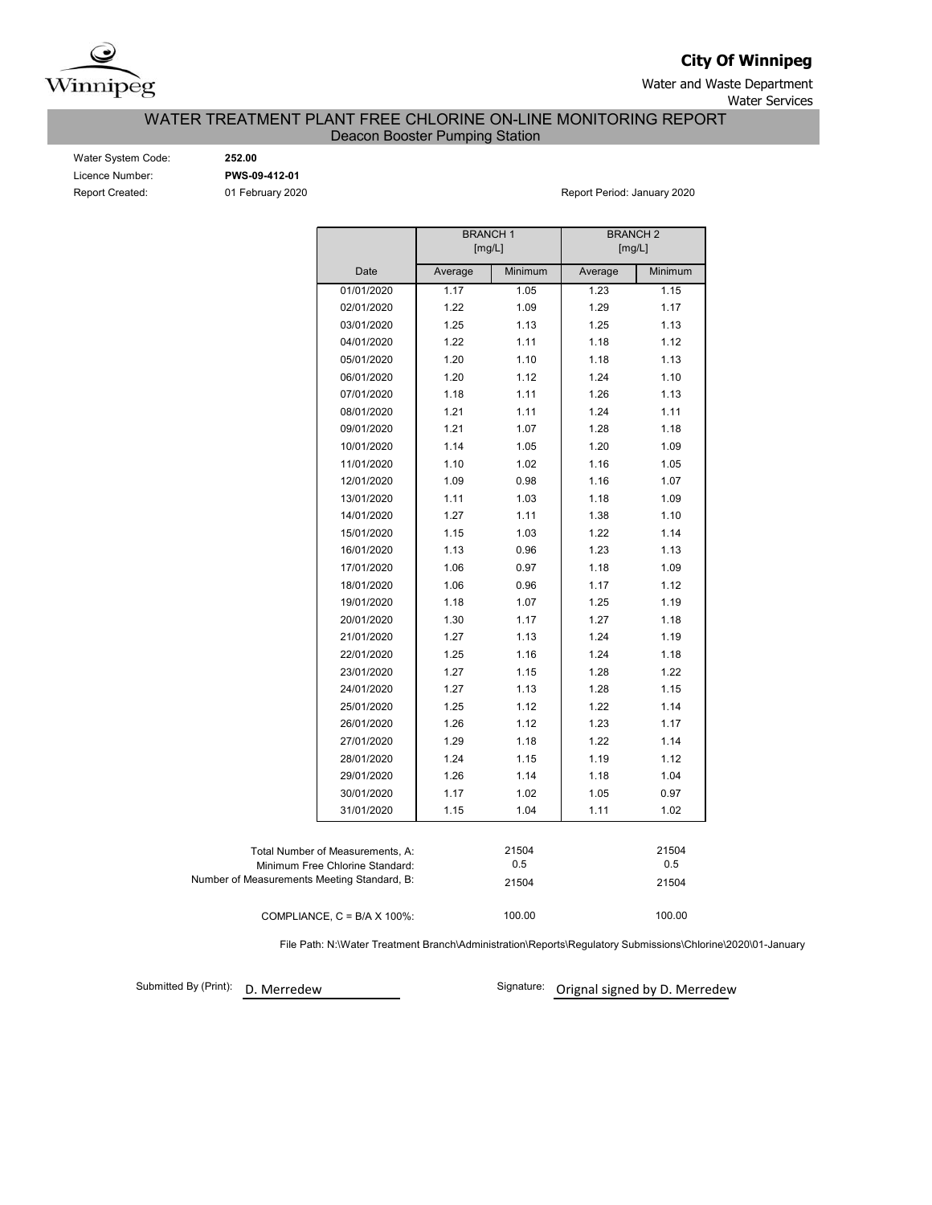**City Of Winnipeg**

Water and Waste Department
Water Services

# WATER TREATMENT PLANT FREE CHLORINE ON-LINE MONITORING REPORT

## Deacon Booster Pumping Station

Water System Code: **252.00**
Licence Number: **PWS-09-412-01**
Report Created: 01 February 2020

Report Period: January 2020

| | BRANCH 1 [mg/L] | | BRANCH 2 [mg/L] | |
|---|---|---|---|---|
| Date | Average | Minimum | Average | Minimum |
| 01/01/2020 | 1.17 | 1.05 | 1.23 | 1.15 |
| 02/01/2020 | 1.22 | 1.09 | 1.29 | 1.17 |
| 03/01/2020 | 1.25 | 1.13 | 1.25 | 1.13 |
| 04/01/2020 | 1.22 | 1.11 | 1.18 | 1.12 |
| 05/01/2020 | 1.20 | 1.10 | 1.18 | 1.13 |
| 06/01/2020 | 1.20 | 1.12 | 1.24 | 1.10 |
| 07/01/2020 | 1.18 | 1.11 | 1.26 | 1.13 |
| 08/01/2020 | 1.21 | 1.11 | 1.24 | 1.11 |
| 09/01/2020 | 1.21 | 1.07 | 1.28 | 1.18 |
| 10/01/2020 | 1.14 | 1.05 | 1.20 | 1.09 |
| 11/01/2020 | 1.10 | 1.02 | 1.16 | 1.05 |
| 12/01/2020 | 1.09 | 0.98 | 1.16 | 1.07 |
| 13/01/2020 | 1.11 | 1.03 | 1.18 | 1.09 |
| 14/01/2020 | 1.27 | 1.11 | 1.38 | 1.10 |
| 15/01/2020 | 1.15 | 1.03 | 1.22 | 1.14 |
| 16/01/2020 | 1.13 | 0.96 | 1.23 | 1.13 |
| 17/01/2020 | 1.06 | 0.97 | 1.18 | 1.09 |
| 18/01/2020 | 1.06 | 0.96 | 1.17 | 1.12 |
| 19/01/2020 | 1.18 | 1.07 | 1.25 | 1.19 |
| 20/01/2020 | 1.30 | 1.17 | 1.27 | 1.18 |
| 21/01/2020 | 1.27 | 1.13 | 1.24 | 1.19 |
| 22/01/2020 | 1.25 | 1.16 | 1.24 | 1.18 |
| 23/01/2020 | 1.27 | 1.15 | 1.28 | 1.22 |
| 24/01/2020 | 1.27 | 1.13 | 1.28 | 1.15 |
| 25/01/2020 | 1.25 | 1.12 | 1.22 | 1.14 |
| 26/01/2020 | 1.26 | 1.12 | 1.23 | 1.17 |
| 27/01/2020 | 1.29 | 1.18 | 1.22 | 1.14 |
| 28/01/2020 | 1.24 | 1.15 | 1.19 | 1.12 |
| 29/01/2020 | 1.26 | 1.14 | 1.18 | 1.04 |
| 30/01/2020 | 1.17 | 1.02 | 1.05 | 0.97 |
| 31/01/2020 | 1.15 | 1.04 | 1.11 | 1.02 |

| | BRANCH 1 | BRANCH 2 |
|---|---|---|
| Total Number of Measurements, A: | 21504 | 21504 |
| Minimum Free Chlorine Standard: | 0.5 | 0.5 |
| Number of Measurements Meeting Standard, B: | 21504 | 21504 |
| COMPLIANCE, C = B/A X 100%: | 100.00 | 100.00 |

File Path: N:\Water Treatment Branch\Administration\Reports\Regulatory Submissions\Chlorine\2020\01-January

Submitted By (Print): D. Merredew

Signature: Orignal signed by D. Merredew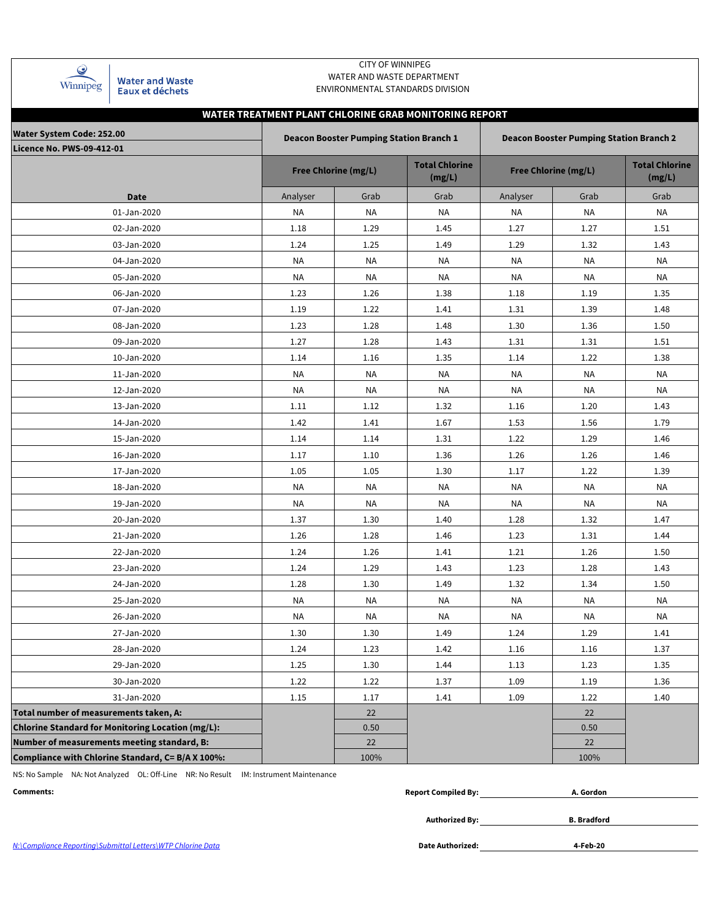CITY OF WINNIPEG
WATER AND WASTE DEPARTMENT
ENVIRONMENTAL STANDARDS DIVISION

Water and Waste
Eaux et déchets

## WATER TREATMENT PLANT CHLORINE GRAB MONITORING REPORT

| Water System Code: 252.00<br>Licence No. PWS-09-412-01 | Deacon Booster Pumping Station Branch 1 | | | Deacon Booster Pumping Station Branch 2 | | |
|---|---|---|---|---|---|---|
| | Free Chlorine (mg/L) | | Total Chlorine (mg/L) | Free Chlorine (mg/L) | | Total Chlorine (mg/L) |
| Date | Analyser | Grab | Grab | Analyser | Grab | Grab |
| 01-Jan-2020 | NA | NA | NA | NA | NA | NA |
| 02-Jan-2020 | 1.18 | 1.29 | 1.45 | 1.27 | 1.27 | 1.51 |
| 03-Jan-2020 | 1.24 | 1.25 | 1.49 | 1.29 | 1.32 | 1.43 |
| 04-Jan-2020 | NA | NA | NA | NA | NA | NA |
| 05-Jan-2020 | NA | NA | NA | NA | NA | NA |
| 06-Jan-2020 | 1.23 | 1.26 | 1.38 | 1.18 | 1.19 | 1.35 |
| 07-Jan-2020 | 1.19 | 1.22 | 1.41 | 1.31 | 1.39 | 1.48 |
| 08-Jan-2020 | 1.23 | 1.28 | 1.48 | 1.30 | 1.36 | 1.50 |
| 09-Jan-2020 | 1.27 | 1.28 | 1.43 | 1.31 | 1.31 | 1.51 |
| 10-Jan-2020 | 1.14 | 1.16 | 1.35 | 1.14 | 1.22 | 1.38 |
| 11-Jan-2020 | NA | NA | NA | NA | NA | NA |
| 12-Jan-2020 | NA | NA | NA | NA | NA | NA |
| 13-Jan-2020 | 1.11 | 1.12 | 1.32 | 1.16 | 1.20 | 1.43 |
| 14-Jan-2020 | 1.42 | 1.41 | 1.67 | 1.53 | 1.56 | 1.79 |
| 15-Jan-2020 | 1.14 | 1.14 | 1.31 | 1.22 | 1.29 | 1.46 |
| 16-Jan-2020 | 1.17 | 1.10 | 1.36 | 1.26 | 1.26 | 1.46 |
| 17-Jan-2020 | 1.05 | 1.05 | 1.30 | 1.17 | 1.22 | 1.39 |
| 18-Jan-2020 | NA | NA | NA | NA | NA | NA |
| 19-Jan-2020 | NA | NA | NA | NA | NA | NA |
| 20-Jan-2020 | 1.37 | 1.30 | 1.40 | 1.28 | 1.32 | 1.47 |
| 21-Jan-2020 | 1.26 | 1.28 | 1.46 | 1.23 | 1.31 | 1.44 |
| 22-Jan-2020 | 1.24 | 1.26 | 1.41 | 1.21 | 1.26 | 1.50 |
| 23-Jan-2020 | 1.24 | 1.29 | 1.43 | 1.23 | 1.28 | 1.43 |
| 24-Jan-2020 | 1.28 | 1.30 | 1.49 | 1.32 | 1.34 | 1.50 |
| 25-Jan-2020 | NA | NA | NA | NA | NA | NA |
| 26-Jan-2020 | NA | NA | NA | NA | NA | NA |
| 27-Jan-2020 | 1.30 | 1.30 | 1.49 | 1.24 | 1.29 | 1.41 |
| 28-Jan-2020 | 1.24 | 1.23 | 1.42 | 1.16 | 1.16 | 1.37 |
| 29-Jan-2020 | 1.25 | 1.30 | 1.44 | 1.13 | 1.23 | 1.35 |
| 30-Jan-2020 | 1.22 | 1.22 | 1.37 | 1.09 | 1.19 | 1.36 |
| 31-Jan-2020 | 1.15 | 1.17 | 1.41 | 1.09 | 1.22 | 1.40 |
| **Total number of measurements taken, A:** | | 22 | | | 22 | |
| **Chlorine Standard for Monitoring Location (mg/L):** | | 0.50 | | | 0.50 | |
| **Number of measurements meeting standard, B:** | | 22 | | | 22 | |
| **Compliance with Chlorine Standard, C= B/A X 100%:** | | 100% | | | 100% | |

NS: No Sample NA: Not Analyzed OL: Off-Line NR: No Result IM: Instrument Maintenance

**Comments:**

**Report Compiled By:** **A. Gordon**

**Authorized By:** **B. Bradford**

**Date Authorized:** **4-Feb-20**

N:\Compliance Reporting\Submittal Letters\WTP Chlorine Data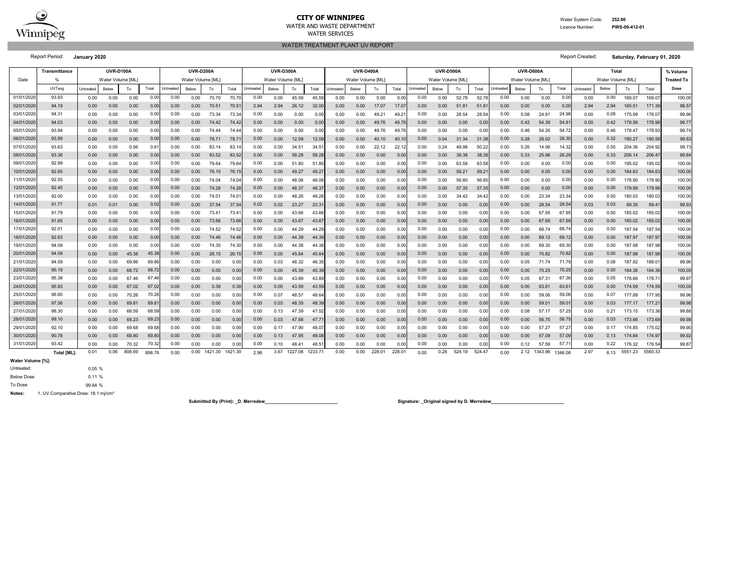**CITY OF WINNIPEG**
WATER AND WASTE DEPARTMENT
WATER SERVICES

Water System Code: **252.00**
Licence Number: **PWS-09-412-01**

WATER TREATMENT PLANT UV REPORT

Report Period: **January 2020**

Report Created: **Saturday, February 01, 2020**

| Date | Transmittance | UVR-D100A | | | | UVR-D200A | | | | UVR-D300A | | | | UVR-D400A | | | | UVR-D500A | | | | UVR-D600A | | | | Total | | | | % Volume |
|---|---|---|---|---|---|---|---|---|---|---|---|---|---|---|---|---|---|---|---|---|---|---|---|---|---|---|---|---|---|---|
| | % | Water Volume [ML] | | | | Water Volume [ML] | | | | Water Volume [ML] | | | | Water Volume [ML] | | | | Water Volume [ML] | | | | Water Volume [ML] | | | | Water Volume [ML] | | | | Treated To |
| | UVTavg | Untreated | Below | To | Total | Untreated | Below | To | Total | Untreated | Below | To | Total | Untreated | Below | To | Total | Untreated | Below | To | Total | Untreated | Below | To | Total | Untreated | Below | To | Total | Dose |
| 01/01/2020 | 93.93 | 0.00 | 0.00 | 0.00 | 0.00 | 0.00 | 0.00 | 70.70 | 70.70 | 0.00 | 0.00 | 45.59 | 45.59 | 0.00 | 0.00 | 0.00 | 0.00 | 0.00 | 0.00 | 52.78 | 52.78 | 0.00 | 0.00 | 0.00 | 0.00 | 0.00 | 0.00 | 169.07 | 169.07 | 100.00 |
| 02/01/2020 | 94.19 | 0.00 | 0.00 | 0.00 | 0.00 | 0.00 | 0.00 | 70.51 | 70.51 | 2.94 | 2.94 | 26.12 | 32.00 | 0.00 | 0.00 | 17.07 | 17.07 | 0.00 | 0.00 | 51.81 | 51.81 | 0.00 | 0.00 | 0.00 | 0.00 | 2.94 | 2.94 | 165.51 | 171.39 | 96.57 |
| 03/01/2020 | 94.31 | 0.00 | 0.00 | 0.00 | 0.00 | 0.00 | 0.00 | 73.34 | 73.34 | 0.00 | 0.00 | 0.00 | 0.00 | 0.00 | 0.00 | 49.21 | 49.21 | 0.00 | 0.00 | 28.54 | 28.54 | 0.00 | 0.08 | 24.91 | 24.98 | 0.00 | 0.08 | 175.99 | 176.07 | 99.96 |
| 04/01/2020 | 94.03 | 0.00 | 0.00 | 0.00 | 0.00 | 0.00 | 0.00 | 74.42 | 74.42 | 0.00 | 0.00 | 0.00 | 0.00 | 0.00 | 0.00 | 49.76 | 49.76 | 0.00 | 0.00 | 0.00 | 0.00 | 0.00 | 0.42 | 54.39 | 54.81 | 0.00 | 0.42 | 178.56 | 178.98 | 99.77 |
| 05/01/2020 | 93.94 | 0.00 | 0.00 | 0.00 | 0.00 | 0.00 | 0.00 | 74.44 | 74.44 | 0.00 | 0.00 | 0.00 | 0.00 | 0.00 | 0.00 | 49.76 | 49.76 | 0.00 | 0.00 | 0.00 | 0.00 | 0.00 | 0.46 | 54.26 | 54.72 | 0.00 | 0.46 | 178.47 | 178.93 | 99.74 |
| 06/01/2020 | 93.89 | 0.00 | 0.00 | 0.00 | 0.00 | 0.00 | 0.00 | 78.71 | 78.71 | 0.00 | 0.00 | 12.09 | 12.09 | 0.00 | 0.00 | 40.10 | 40.10 | 0.00 | 0.04 | 31.34 | 31.38 | 0.00 | 0.28 | 28.02 | 28.30 | 0.00 | 0.32 | 190.27 | 190.59 | 99.83 |
| 07/01/2020 | 93.63 | 0.00 | 0.05 | 0.56 | 0.61 | 0.00 | 0.00 | 83.14 | 83.14 | 0.00 | 0.00 | 34.51 | 34.51 | 0.00 | 0.00 | 22.12 | 22.12 | 0.00 | 0.24 | 49.98 | 50.22 | 0.00 | 0.26 | 14.06 | 14.32 | 0.00 | 0.55 | 204.36 | 204.92 | 99.73 |
| 08/01/2020 | 93.36 | 0.00 | 0.00 | 0.00 | 0.00 | 0.00 | 0.00 | 83.52 | 83.52 | 0.00 | 0.00 | 58.28 | 58.28 | 0.00 | 0.00 | 0.00 | 0.00 | 0.00 | 0.00 | 38.38 | 38.38 | 0.00 | 0.33 | 25.96 | 26.29 | 0.00 | 0.33 | 206.14 | 206.47 | 99.84 |
| 09/01/2020 | 92.99 | 0.00 | 0.00 | 0.00 | 0.00 | 0.00 | 0.00 | 79.64 | 79.64 | 0.00 | 0.00 | 51.80 | 51.80 | 0.00 | 0.00 | 0.00 | 0.00 | 0.00 | 0.00 | 63.58 | 63.58 | 0.00 | 0.00 | 0.00 | 0.00 | 0.00 | 0.00 | 195.02 | 195.02 | 100.00 |
| 10/01/2020 | 92.65 | 0.00 | 0.00 | 0.00 | 0.00 | 0.00 | 0.00 | 76.15 | 76.15 | 0.00 | 0.00 | 49.27 | 49.27 | 0.00 | 0.00 | 0.00 | 0.00 | 0.00 | 0.00 | 59.21 | 59.21 | 0.00 | 0.00 | 0.00 | 0.00 | 0.00 | 0.00 | 184.63 | 184.63 | 100.00 |
| 11/01/2020 | 92.55 | 0.00 | 0.00 | 0.00 | 0.00 | 0.00 | 0.00 | 74.04 | 74.04 | 0.00 | 0.00 | 48.06 | 48.06 | 0.00 | 0.00 | 0.00 | 0.00 | 0.00 | 0.00 | 56.80 | 56.80 | 0.00 | 0.00 | 0.00 | 0.00 | 0.00 | 0.00 | 178.90 | 178.90 | 100.00 |
| 12/01/2020 | 92.45 | 0.00 | 0.00 | 0.00 | 0.00 | 0.00 | 0.00 | 74.28 | 74.28 | 0.00 | 0.00 | 48.37 | 48.37 | 0.00 | 0.00 | 0.00 | 0.00 | 0.00 | 0.00 | 57.35 | 57.35 | 0.00 | 0.00 | 0.00 | 0.00 | 0.00 | 0.00 | 179.99 | 179.99 | 100.00 |
| 13/01/2020 | 92.00 | 0.00 | 0.00 | 0.00 | 0.00 | 0.00 | 0.00 | 74.01 | 74.01 | 0.00 | 0.00 | 48.26 | 48.26 | 0.00 | 0.00 | 0.00 | 0.00 | 0.00 | 0.00 | 34.42 | 34.42 | 0.00 | 0.00 | 23.34 | 23.34 | 0.00 | 0.00 | 180.03 | 180.03 | 100.00 |
| 14/01/2020 | 91.77 | 0.01 | 0.01 | 0.00 | 0.02 | 0.00 | 0.00 | 37.54 | 37.54 | 0.02 | 0.02 | 23.27 | 23.31 | 0.00 | 0.00 | 0.00 | 0.00 | 0.00 | 0.00 | 0.00 | 0.00 | 0.00 | 0.00 | 28.54 | 28.54 | 0.03 | 0.03 | 89.35 | 89.41 | 99.93 |
| 15/01/2020 | 91.79 | 0.00 | 0.00 | 0.00 | 0.00 | 0.00 | 0.00 | 73.41 | 73.41 | 0.00 | 0.00 | 43.66 | 43.66 | 0.00 | 0.00 | 0.00 | 0.00 | 0.00 | 0.00 | 0.00 | 0.00 | 0.00 | 0.00 | 67.95 | 67.95 | 0.00 | 0.00 | 185.02 | 185.02 | 100.00 |
| 16/01/2020 | 91.65 | 0.00 | 0.00 | 0.00 | 0.00 | 0.00 | 0.00 | 73.66 | 73.66 | 0.00 | 0.00 | 43.67 | 43.67 | 0.00 | 0.00 | 0.00 | 0.00 | 0.00 | 0.00 | 0.00 | 0.00 | 0.00 | 0.00 | 67.69 | 67.69 | 0.00 | 0.00 | 185.02 | 185.02 | 100.00 |
| 17/01/2020 | 92.01 | 0.00 | 0.00 | 0.00 | 0.00 | 0.00 | 0.00 | 74.52 | 74.52 | 0.00 | 0.00 | 44.29 | 44.29 | 0.00 | 0.00 | 0.00 | 0.00 | 0.00 | 0.00 | 0.00 | 0.00 | 0.00 | 0.00 | 68.74 | 68.74 | 0.00 | 0.00 | 187.54 | 187.54 | 100.00 |
| 18/01/2020 | 92.63 | 0.00 | 0.00 | 0.00 | 0.00 | 0.00 | 0.00 | 74.46 | 74.46 | 0.00 | 0.00 | 44.39 | 44.39 | 0.00 | 0.00 | 0.00 | 0.00 | 0.00 | 0.00 | 0.00 | 0.00 | 0.00 | 0.00 | 69.12 | 69.12 | 0.00 | 0.00 | 187.97 | 187.97 | 100.00 |
| 19/01/2020 | 94.09 | 0.00 | 0.00 | 0.00 | 0.00 | 0.00 | 0.00 | 74.30 | 74.30 | 0.00 | 0.00 | 44.38 | 44.38 | 0.00 | 0.00 | 0.00 | 0.00 | 0.00 | 0.00 | 0.00 | 0.00 | 0.00 | 0.00 | 69.30 | 69.30 | 0.00 | 0.00 | 187.98 | 187.98 | 100.00 |
| 20/01/2020 | 94.09 | 0.00 | 0.00 | 45.38 | 45.38 | 0.00 | 0.00 | 26.15 | 26.15 | 0.00 | 0.00 | 45.64 | 45.64 | 0.00 | 0.00 | 0.00 | 0.00 | 0.00 | 0.00 | 0.00 | 0.00 | 0.00 | 0.00 | 70.82 | 70.82 | 0.00 | 0.00 | 187.98 | 187.98 | 100.00 |
| 21/01/2020 | 94.59 | 0.00 | 0.00 | 69.86 | 69.86 | 0.00 | 0.00 | 0.00 | 0.00 | 0.00 | 0.03 | 46.32 | 46.35 | 0.00 | 0.00 | 0.00 | 0.00 | 0.00 | 0.00 | 0.00 | 0.00 | 0.00 | 0.05 | 71.74 | 71.79 | 0.00 | 0.08 | 187.92 | 188.01 | 99.96 |
| 22/01/2020 | 95.19 | 0.00 | 0.00 | 68.72 | 68.72 | 0.00 | 0.00 | 0.00 | 0.00 | 0.00 | 0.00 | 45.39 | 45.39 | 0.00 | 0.00 | 0.00 | 0.00 | 0.00 | 0.00 | 0.00 | 0.00 | 0.00 | 0.00 | 70.25 | 70.25 | 0.00 | 0.00 | 184.36 | 184.36 | 100.00 |
| 23/01/2020 | 95.38 | 0.00 | 0.00 | 67.46 | 67.46 | 0.00 | 0.00 | 0.00 | 0.00 | 0.00 | 0.00 | 43.89 | 43.89 | 0.00 | 0.00 | 0.00 | 0.00 | 0.00 | 0.00 | 0.00 | 0.00 | 0.00 | 0.05 | 67.31 | 67.36 | 0.00 | 0.05 | 178.66 | 178.71 | 99.97 |
| 24/01/2020 | 95.93 | 0.00 | 0.00 | 67.02 | 67.02 | 0.00 | 0.00 | 0.38 | 0.38 | 0.00 | 0.00 | 43.59 | 43.59 | 0.00 | 0.00 | 0.00 | 0.00 | 0.00 | 0.00 | 0.00 | 0.00 | 0.00 | 0.00 | 63.61 | 63.61 | 0.00 | 0.00 | 174.59 | 174.59 | 100.00 |
| 25/01/2020 | 96.60 | 0.00 | 0.00 | 70.26 | 70.26 | 0.00 | 0.00 | 0.00 | 0.00 | 0.00 | 0.07 | 48.57 | 48.64 | 0.00 | 0.00 | 0.00 | 0.00 | 0.00 | 0.00 | 0.00 | 0.00 | 0.00 | 0.00 | 59.06 | 59.06 | 0.00 | 0.07 | 177.89 | 177.95 | 99.96 |
| 26/01/2020 | 97.56 | 0.00 | 0.00 | 69.81 | 69.81 | 0.00 | 0.00 | 0.00 | 0.00 | 0.00 | 0.03 | 48.35 | 48.39 | 0.00 | 0.00 | 0.00 | 0.00 | 0.00 | 0.00 | 0.00 | 0.00 | 0.00 | 0.00 | 59.01 | 59.01 | 0.00 | 0.03 | 177.17 | 177.21 | 99.98 |
| 27/01/2020 | 98.30 | 0.00 | 0.00 | 68.59 | 68.59 | 0.00 | 0.00 | 0.00 | 0.00 | 0.00 | 0.13 | 47.39 | 47.52 | 0.00 | 0.00 | 0.00 | 0.00 | 0.00 | 0.00 | 0.00 | 0.00 | 0.00 | 0.08 | 57.17 | 57.25 | 0.00 | 0.21 | 173.15 | 173.36 | 99.88 |
| 28/01/2020 | 99.10 | 0.00 | 0.00 | 69.23 | 69.23 | 0.00 | 0.00 | 0.00 | 0.00 | 0.00 | 0.03 | 47.68 | 47.71 | 0.00 | 0.00 | 0.00 | 0.00 | 0.00 | 0.00 | 0.00 | 0.00 | 0.00 | 0.00 | 56.75 | 56.75 | 0.00 | 0.03 | 173.66 | 173.69 | 99.98 |
| 29/01/2020 | 92.10 | 0.00 | 0.00 | 69.68 | 69.68 | 0.00 | 0.00 | 0.00 | 0.00 | 0.00 | 0.17 | 47.90 | 48.07 | 0.00 | 0.00 | 0.00 | 0.00 | 0.00 | 0.00 | 0.00 | 0.00 | 0.00 | 0.00 | 57.27 | 57.27 | 0.00 | 0.17 | 174.85 | 175.02 | 99.90 |
| 30/01/2020 | 90.78 | 0.00 | 0.00 | 69.80 | 69.80 | 0.00 | 0.00 | 0.00 | 0.00 | 0.00 | 0.13 | 47.95 | 48.08 | 0.00 | 0.00 | 0.00 | 0.00 | 0.00 | 0.00 | 0.00 | 0.00 | 0.00 | 0.00 | 57.09 | 57.09 | 0.00 | 0.13 | 174.84 | 174.97 | 99.92 |
| 31/01/2020 | 93.42 | 0.00 | 0.00 | 70.32 | 70.32 | 0.00 | 0.00 | 0.00 | 0.00 | 0.00 | 0.10 | 48.41 | 48.51 | 0.00 | 0.00 | 0.00 | 0.00 | 0.00 | 0.00 | 0.00 | 0.00 | 0.00 | 0.12 | 57.59 | 57.71 | 0.00 | 0.22 | 176.32 | 176.54 | 99.87 |
| | Total [ML]: | 0.01 | 0.06 | 806.69 | 806.76 | 0.00 | 0.00 | 1421.30 | 1421.30 | 2.96 | 3.67 | 1227.08 | 1233.71 | 0.00 | 0.00 | 228.01 | 228.01 | 0.00 | 0.28 | 524.19 | 524.47 | 0.00 | 2.12 | 1343.96 | 1346.08 | 2.97 | 6.13 | 5551.23 | 5560.33 | |

**Water Volume [%]:**

Untreated: 0.05 %

Below Dose 0.11 %

To Dose 99.84 %

**Notes:** 1. UV Comparative Dose: 18.1 mj/cm²

**Submitted By (Print): _D. Merredew_____________________________**

**Signature: _Original signed by D. Merredew_____________________________**